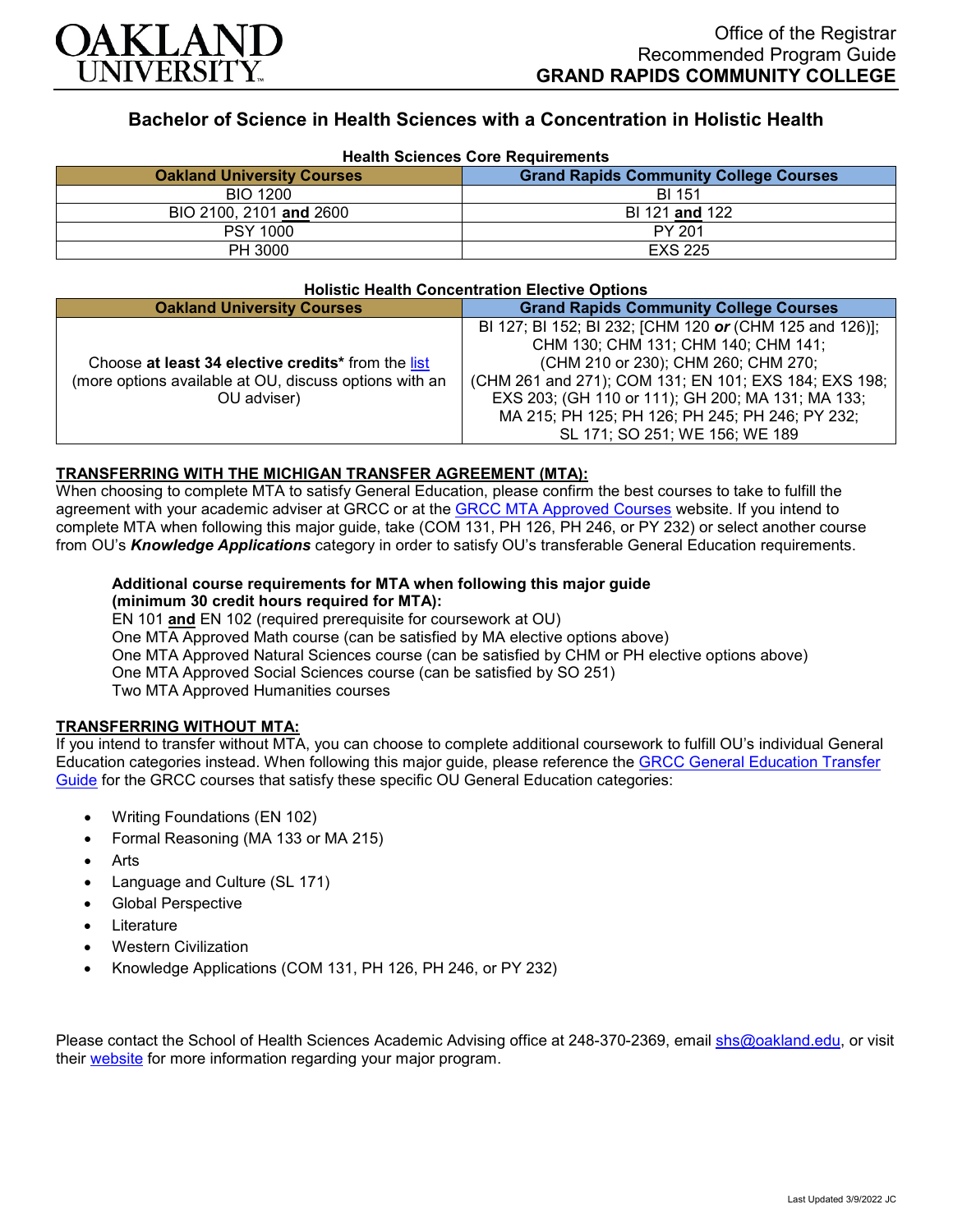OAKLAND UNIVERSITY

Office of the Registrar
Recommended Program Guide
**GRAND RAPIDS COMMUNITY COLLEGE**

# Bachelor of Science in Health Sciences with a Concentration in Holistic Health

**Health Sciences Core Requirements**

| Oakland University Courses | Grand Rapids Community College Courses |
|---|---|
| BIO 1200 | BI 151 |
| BIO 2100, 2101 **and** 2600 | BI 121 **and** 122 |
| PSY 1000 | PY 201 |
| PH 3000 | EXS 225 |

**Holistic Health Concentration Elective Options**

| Oakland University Courses | Grand Rapids Community College Courses |
|---|---|
| Choose **at least 34 elective credits*** from the list (more options available at OU, discuss options with an OU adviser) | BI 127; BI 152; BI 232; [CHM 120 ***or*** (CHM 125 and 126)]; CHM 130; CHM 131; CHM 140; CHM 141; (CHM 210 or 230); CHM 260; CHM 270; (CHM 261 and 271); COM 131; EN 101; EXS 184; EXS 198; EXS 203; (GH 110 or 111); GH 200; MA 131; MA 133; MA 215; PH 125; PH 126; PH 245; PH 246; PY 232; SL 171; SO 251; WE 156; WE 189 |

## TRANSFERRING WITH THE MICHIGAN TRANSFER AGREEMENT (MTA):

When choosing to complete MTA to satisfy General Education, please confirm the best courses to take to fulfill the agreement with your academic adviser at GRCC or at the GRCC MTA Approved Courses website. If you intend to complete MTA when following this major guide, take (COM 131, PH 126, PH 246, or PY 232) or select another course from OU's ***Knowledge Applications*** category in order to satisfy OU's transferable General Education requirements.

**Additional course requirements for MTA when following this major guide (minimum 30 credit hours required for MTA):**
EN 101 **and** EN 102 (required prerequisite for coursework at OU)
One MTA Approved Math course (can be satisfied by MA elective options above)
One MTA Approved Natural Sciences course (can be satisfied by CHM or PH elective options above)
One MTA Approved Social Sciences course (can be satisfied by SO 251)
Two MTA Approved Humanities courses

## TRANSFERRING WITHOUT MTA:

If you intend to transfer without MTA, you can choose to complete additional coursework to fulfill OU's individual General Education categories instead. When following this major guide, please reference the GRCC General Education Transfer Guide for the GRCC courses that satisfy these specific OU General Education categories:

- Writing Foundations (EN 102)
- Formal Reasoning (MA 133 or MA 215)
- Arts
- Language and Culture (SL 171)
- Global Perspective
- Literature
- Western Civilization
- Knowledge Applications (COM 131, PH 126, PH 246, or PY 232)

Please contact the School of Health Sciences Academic Advising office at 248-370-2369, email shs@oakland.edu, or visit their website for more information regarding your major program.

Last Updated 3/9/2022 JC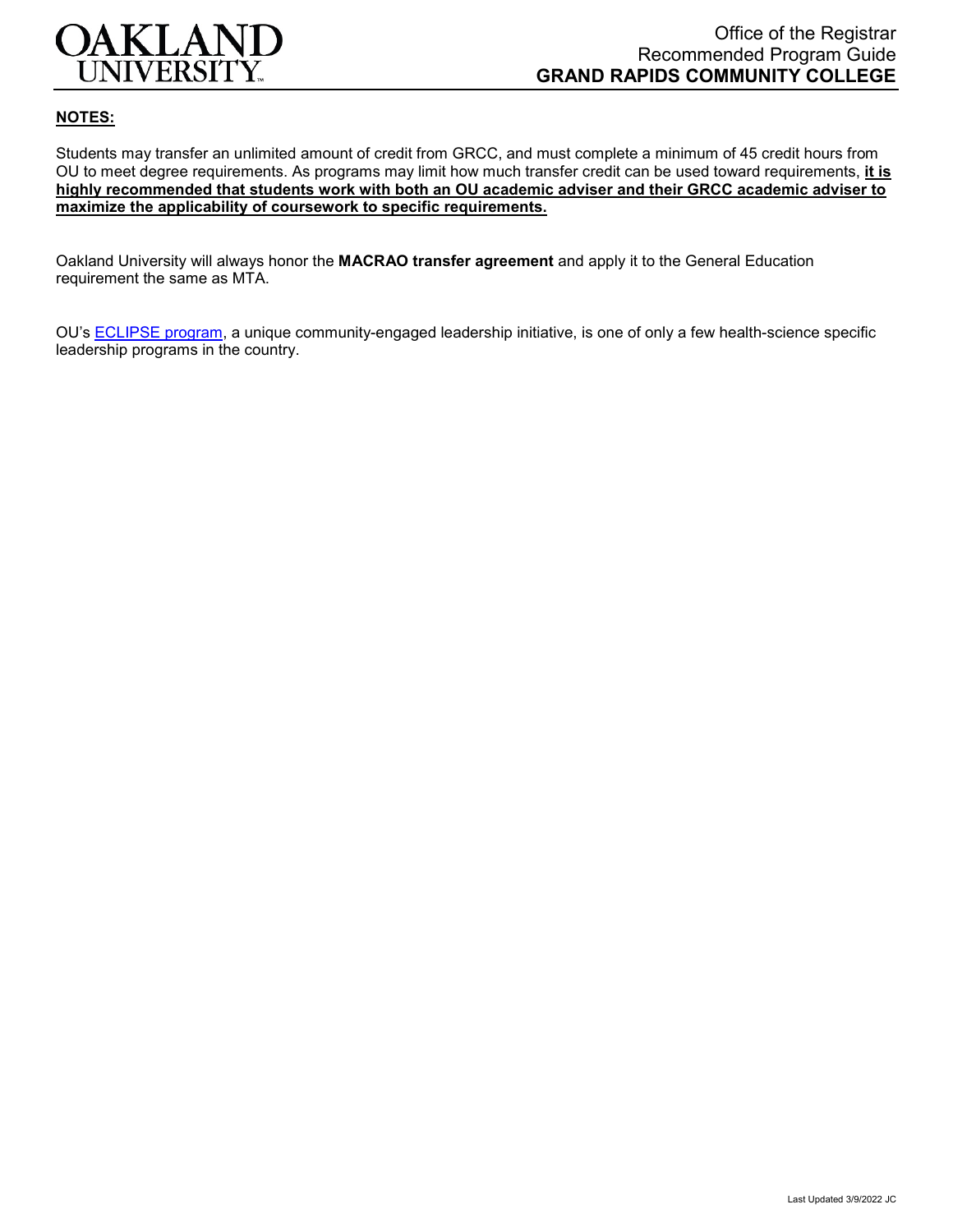**NOTES:**

Students may transfer an unlimited amount of credit from GRCC, and must complete a minimum of 45 credit hours from OU to meet degree requirements. As programs may limit how much transfer credit can be used toward requirements, **it is highly recommended that students work with both an OU academic adviser and their GRCC academic adviser to maximize the applicability of coursework to specific requirements.**

Oakland University will always honor the **MACRAO transfer agreement** and apply it to the General Education requirement the same as MTA.

OU's ECLIPSE program, a unique community-engaged leadership initiative, is one of only a few health-science specific leadership programs in the country.